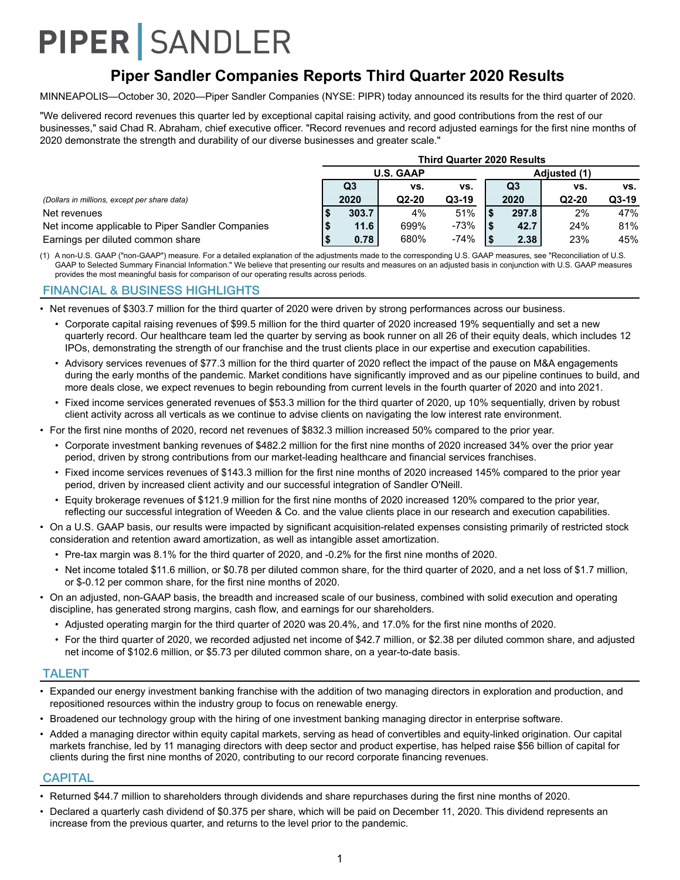# PIPER | SANDLER

## Piper Sandler Companies Reports Third Quarter 2020 Results

MINNEAPOLIS—October 30, 2020—Piper Sandler Companies (NYSE: PIPR) today announced its results for the third quarter of 2020.

"We delivered record revenues this quarter led by exceptional capital raising activity, and good contributions from the rest of our businesses," said Chad R. Abraham, chief executive officer. "Record revenues and record adjusted earnings for the first nine months of 2020 demonstrate the strength and durability of our diverse businesses and greater scale."

| | Third Quarter 2020 Results | | | | | |
|---|---|---|---|---|---|---|
| | U.S. GAAP | | | Adjusted (1) | | |
| *(Dollars in millions, except per share data)* | Q3 2020 | vs. Q2-20 | vs. Q3-19 | Q3 2020 | vs. Q2-20 | vs. Q3-19 |
| Net revenues | $ 303.7 | 4% | 51% | $ 297.8 | 2% | 47% |
| Net income applicable to Piper Sandler Companies | $ 11.6 | 699% | -73% | $ 42.7 | 24% | 81% |
| Earnings per diluted common share | $ 0.78 | 680% | -74% | $ 2.38 | 23% | 45% |

(1) A non-U.S. GAAP ("non-GAAP") measure. For a detailed explanation of the adjustments made to the corresponding U.S. GAAP measures, see "Reconciliation of U.S. GAAP to Selected Summary Financial Information." We believe that presenting our results and measures on an adjusted basis in conjunction with U.S. GAAP measures provides the most meaningful basis for comparison of our operating results across periods.

## FINANCIAL & BUSINESS HIGHLIGHTS

- Net revenues of $303.7 million for the third quarter of 2020 were driven by strong performances across our business.
  - Corporate capital raising revenues of $99.5 million for the third quarter of 2020 increased 19% sequentially and set a new quarterly record. Our healthcare team led the quarter by serving as book runner on all 26 of their equity deals, which includes 12 IPOs, demonstrating the strength of our franchise and the trust clients place in our expertise and execution capabilities.
  - Advisory services revenues of $77.3 million for the third quarter of 2020 reflect the impact of the pause on M&A engagements during the early months of the pandemic. Market conditions have significantly improved and as our pipeline continues to build, and more deals close, we expect revenues to begin rebounding from current levels in the fourth quarter of 2020 and into 2021.
  - Fixed income services generated revenues of $53.3 million for the third quarter of 2020, up 10% sequentially, driven by robust client activity across all verticals as we continue to advise clients on navigating the low interest rate environment.
- For the first nine months of 2020, record net revenues of $832.3 million increased 50% compared to the prior year.
  - Corporate investment banking revenues of $482.2 million for the first nine months of 2020 increased 34% over the prior year period, driven by strong contributions from our market-leading healthcare and financial services franchises.
  - Fixed income services revenues of $143.3 million for the first nine months of 2020 increased 145% compared to the prior year period, driven by increased client activity and our successful integration of Sandler O'Neill.
  - Equity brokerage revenues of $121.9 million for the first nine months of 2020 increased 120% compared to the prior year, reflecting our successful integration of Weeden & Co. and the value clients place in our research and execution capabilities.
- On a U.S. GAAP basis, our results were impacted by significant acquisition-related expenses consisting primarily of restricted stock consideration and retention award amortization, as well as intangible asset amortization.
  - Pre-tax margin was 8.1% for the third quarter of 2020, and -0.2% for the first nine months of 2020.
  - Net income totaled $11.6 million, or $0.78 per diluted common share, for the third quarter of 2020, and a net loss of $1.7 million, or $-0.12 per common share, for the first nine months of 2020.
- On an adjusted, non-GAAP basis, the breadth and increased scale of our business, combined with solid execution and operating discipline, has generated strong margins, cash flow, and earnings for our shareholders.
  - Adjusted operating margin for the third quarter of 2020 was 20.4%, and 17.0% for the first nine months of 2020.
  - For the third quarter of 2020, we recorded adjusted net income of $42.7 million, or $2.38 per diluted common share, and adjusted net income of $102.6 million, or $5.73 per diluted common share, on a year-to-date basis.

## TALENT

- Expanded our energy investment banking franchise with the addition of two managing directors in exploration and production, and repositioned resources within the industry group to focus on renewable energy.
- Broadened our technology group with the hiring of one investment banking managing director in enterprise software.
- Added a managing director within equity capital markets, serving as head of convertibles and equity-linked origination. Our capital markets franchise, led by 11 managing directors with deep sector and product expertise, has helped raise $56 billion of capital for clients during the first nine months of 2020, contributing to our record corporate financing revenues.

## CAPITAL

- Returned $44.7 million to shareholders through dividends and share repurchases during the first nine months of 2020.
- Declared a quarterly cash dividend of $0.375 per share, which will be paid on December 11, 2020. This dividend represents an increase from the previous quarter, and returns to the level prior to the pandemic.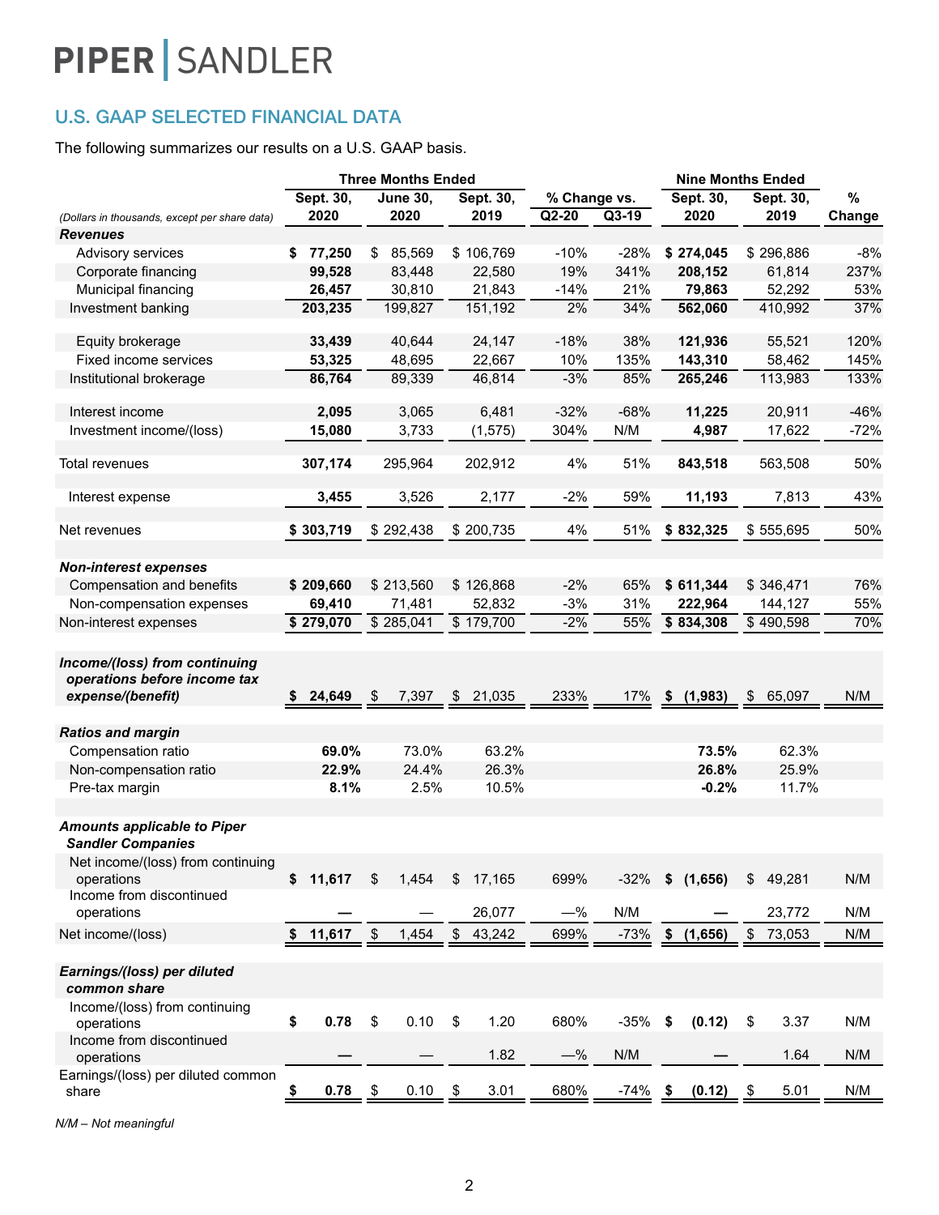# PIPER | SANDLER

## U.S. GAAP SELECTED FINANCIAL DATA

The following summarizes our results on a U.S. GAAP basis.

| | Three Months Ended | | | % Change vs. | | Nine Months Ended | | |
|---|---|---|---|---|---|---|---|---|
| *(Dollars in thousands, except per share data)* | **Sept. 30, 2020** | June 30, 2020 | Sept. 30, 2019 | Q2-20 | Q3-19 | **Sept. 30, 2020** | Sept. 30, 2019 | % Change |
| ***Revenues*** | | | | | | | | |
| Advisory services | **$ 77,250** | $ 85,569 | $ 106,769 | -10% | -28% | **$ 274,045** | $ 296,886 | -8% |
| Corporate financing | **99,528** | 83,448 | 22,580 | 19% | 341% | **208,152** | 61,814 | 237% |
| Municipal financing | **26,457** | 30,810 | 21,843 | -14% | 21% | **79,863** | 52,292 | 53% |
| Investment banking | **203,235** | 199,827 | 151,192 | 2% | 34% | **562,060** | 410,992 | 37% |
| Equity brokerage | **33,439** | 40,644 | 24,147 | -18% | 38% | **121,936** | 55,521 | 120% |
| Fixed income services | **53,325** | 48,695 | 22,667 | 10% | 135% | **143,310** | 58,462 | 145% |
| Institutional brokerage | **86,764** | 89,339 | 46,814 | -3% | 85% | **265,246** | 113,983 | 133% |
| Interest income | **2,095** | 3,065 | 6,481 | -32% | -68% | **11,225** | 20,911 | -46% |
| Investment income/(loss) | **15,080** | 3,733 | (1,575) | 304% | N/M | **4,987** | 17,622 | -72% |
| Total revenues | **307,174** | 295,964 | 202,912 | 4% | 51% | **843,518** | 563,508 | 50% |
| Interest expense | **3,455** | 3,526 | 2,177 | -2% | 59% | **11,193** | 7,813 | 43% |
| Net revenues | **$ 303,719** | $ 292,438 | $ 200,735 | 4% | 51% | **$ 832,325** | $ 555,695 | 50% |
| ***Non-interest expenses*** | | | | | | | | |
| Compensation and benefits | **$ 209,660** | $ 213,560 | $ 126,868 | -2% | 65% | **$ 611,344** | $ 346,471 | 76% |
| Non-compensation expenses | **69,410** | 71,481 | 52,832 | -3% | 31% | **222,964** | 144,127 | 55% |
| Non-interest expenses | **$ 279,070** | $ 285,041 | $ 179,700 | -2% | 55% | **$ 834,308** | $ 490,598 | 70% |
| ***Income/(loss) from continuing operations before income tax expense/(benefit)*** | **$ 24,649** | $ 7,397 | $ 21,035 | 233% | 17% | **$ (1,983)** | $ 65,097 | N/M |
| ***Ratios and margin*** | | | | | | | | |
| Compensation ratio | **69.0%** | 73.0% | 63.2% | | | **73.5%** | 62.3% | |
| Non-compensation ratio | **22.9%** | 24.4% | 26.3% | | | **26.8%** | 25.9% | |
| Pre-tax margin | **8.1%** | 2.5% | 10.5% | | | **-0.2%** | 11.7% | |
| ***Amounts applicable to Piper Sandler Companies*** | | | | | | | | |
| Net income/(loss) from continuing operations | **$ 11,617** | $ 1,454 | $ 17,165 | 699% | -32% | **$ (1,656)** | $ 49,281 | N/M |
| Income from discontinued operations | **—** | — | 26,077 | —% | N/M | **—** | 23,772 | N/M |
| Net income/(loss) | **$ 11,617** | $ 1,454 | $ 43,242 | 699% | -73% | **$ (1,656)** | $ 73,053 | N/M |
| ***Earnings/(loss) per diluted common share*** | | | | | | | | |
| Income/(loss) from continuing operations | **$ 0.78** | $ 0.10 | $ 1.20 | 680% | -35% | **$ (0.12)** | $ 3.37 | N/M |
| Income from discontinued operations | **—** | — | 1.82 | —% | N/M | **—** | 1.64 | N/M |
| Earnings/(loss) per diluted common share | **$ 0.78** | $ 0.10 | $ 3.01 | 680% | -74% | **$ (0.12)** | $ 5.01 | N/M |

*N/M – Not meaningful*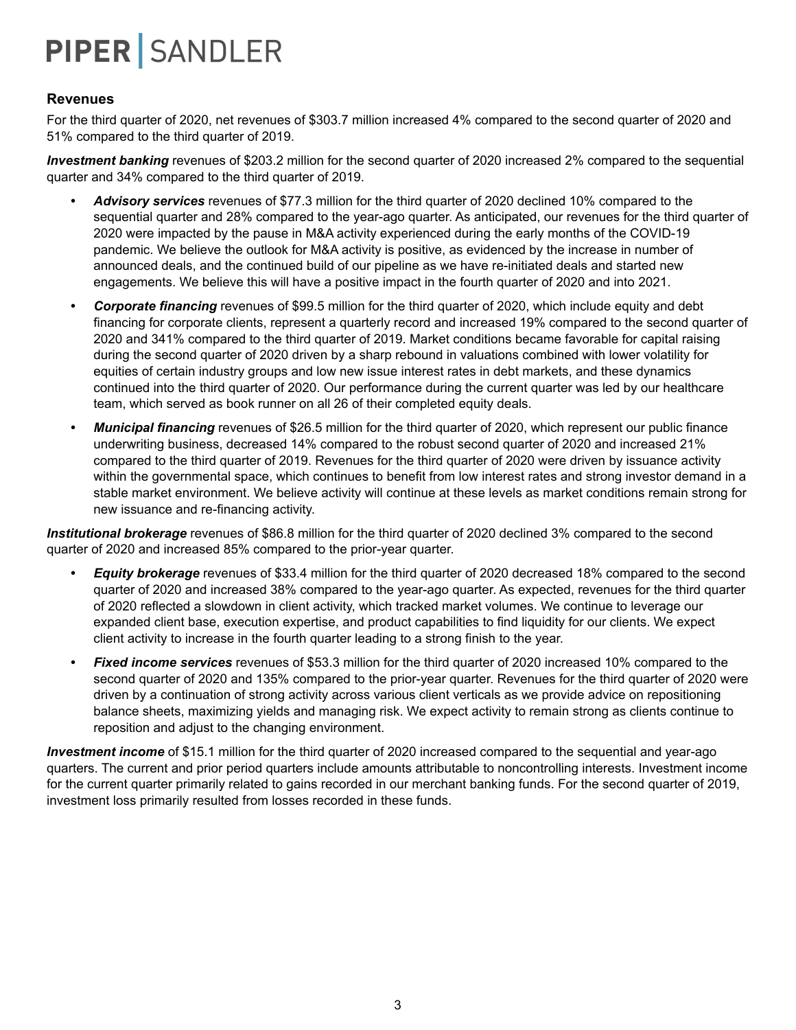## Revenues

For the third quarter of 2020, net revenues of $303.7 million increased 4% compared to the second quarter of 2020 and 51% compared to the third quarter of 2019.

***Investment banking*** revenues of $203.2 million for the second quarter of 2020 increased 2% compared to the sequential quarter and 34% compared to the third quarter of 2019.

- ***Advisory services*** revenues of $77.3 million for the third quarter of 2020 declined 10% compared to the sequential quarter and 28% compared to the year-ago quarter. As anticipated, our revenues for the third quarter of 2020 were impacted by the pause in M&A activity experienced during the early months of the COVID-19 pandemic. We believe the outlook for M&A activity is positive, as evidenced by the increase in number of announced deals, and the continued build of our pipeline as we have re-initiated deals and started new engagements. We believe this will have a positive impact in the fourth quarter of 2020 and into 2021.
- ***Corporate financing*** revenues of $99.5 million for the third quarter of 2020, which include equity and debt financing for corporate clients, represent a quarterly record and increased 19% compared to the second quarter of 2020 and 341% compared to the third quarter of 2019. Market conditions became favorable for capital raising during the second quarter of 2020 driven by a sharp rebound in valuations combined with lower volatility for equities of certain industry groups and low new issue interest rates in debt markets, and these dynamics continued into the third quarter of 2020. Our performance during the current quarter was led by our healthcare team, which served as book runner on all 26 of their completed equity deals.
- ***Municipal financing*** revenues of $26.5 million for the third quarter of 2020, which represent our public finance underwriting business, decreased 14% compared to the robust second quarter of 2020 and increased 21% compared to the third quarter of 2019. Revenues for the third quarter of 2020 were driven by issuance activity within the governmental space, which continues to benefit from low interest rates and strong investor demand in a stable market environment. We believe activity will continue at these levels as market conditions remain strong for new issuance and re-financing activity.

***Institutional brokerage*** revenues of $86.8 million for the third quarter of 2020 declined 3% compared to the second quarter of 2020 and increased 85% compared to the prior-year quarter.

- ***Equity brokerage*** revenues of $33.4 million for the third quarter of 2020 decreased 18% compared to the second quarter of 2020 and increased 38% compared to the year-ago quarter. As expected, revenues for the third quarter of 2020 reflected a slowdown in client activity, which tracked market volumes. We continue to leverage our expanded client base, execution expertise, and product capabilities to find liquidity for our clients. We expect client activity to increase in the fourth quarter leading to a strong finish to the year.
- ***Fixed income services*** revenues of $53.3 million for the third quarter of 2020 increased 10% compared to the second quarter of 2020 and 135% compared to the prior-year quarter. Revenues for the third quarter of 2020 were driven by a continuation of strong activity across various client verticals as we provide advice on repositioning balance sheets, maximizing yields and managing risk. We expect activity to remain strong as clients continue to reposition and adjust to the changing environment.

***Investment income*** of $15.1 million for the third quarter of 2020 increased compared to the sequential and year-ago quarters. The current and prior period quarters include amounts attributable to noncontrolling interests. Investment income for the current quarter primarily related to gains recorded in our merchant banking funds. For the second quarter of 2019, investment loss primarily resulted from losses recorded in these funds.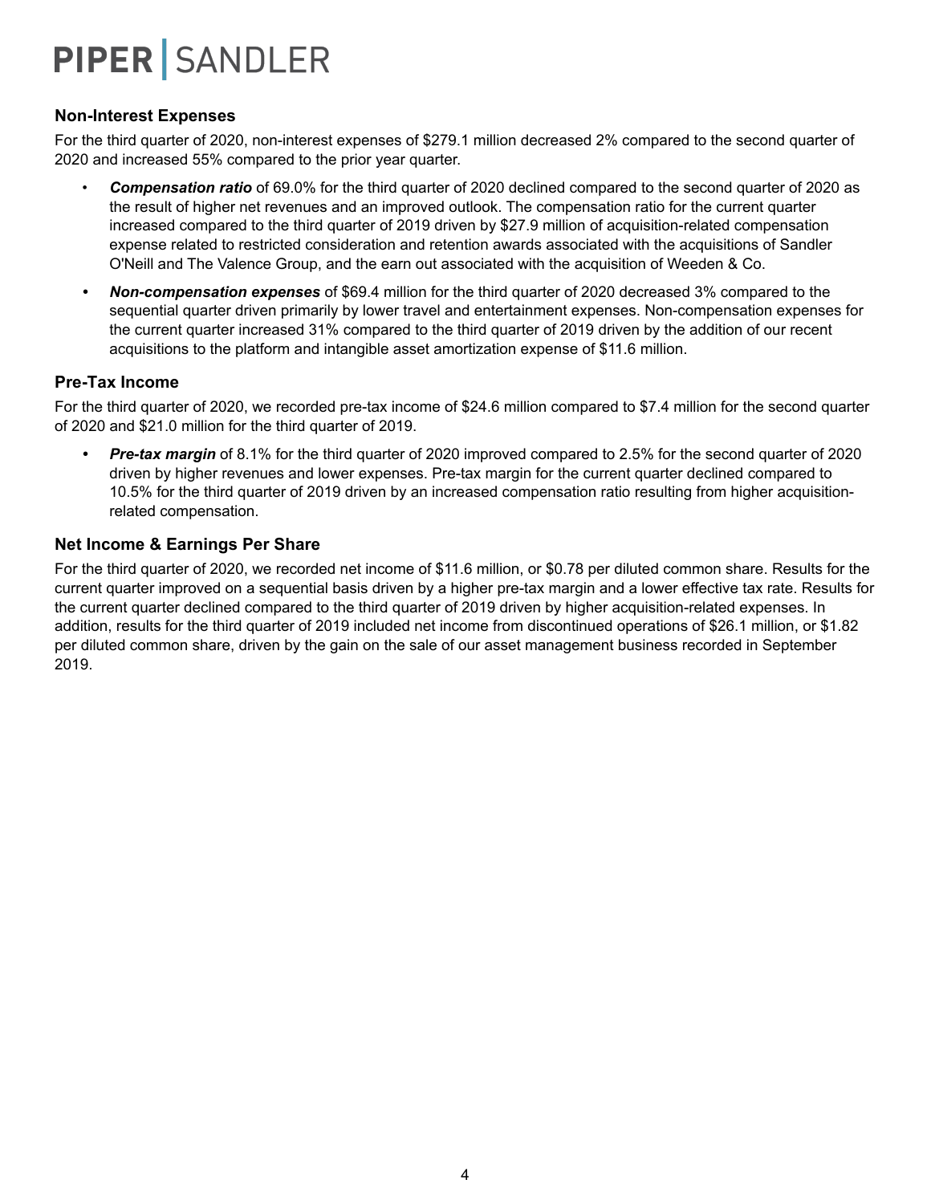## Non-Interest Expenses

For the third quarter of 2020, non-interest expenses of $279.1 million decreased 2% compared to the second quarter of 2020 and increased 55% compared to the prior year quarter.

- ***Compensation ratio*** of 69.0% for the third quarter of 2020 declined compared to the second quarter of 2020 as the result of higher net revenues and an improved outlook. The compensation ratio for the current quarter increased compared to the third quarter of 2019 driven by $27.9 million of acquisition-related compensation expense related to restricted consideration and retention awards associated with the acquisitions of Sandler O'Neill and The Valence Group, and the earn out associated with the acquisition of Weeden & Co.
- ***Non-compensation expenses*** of $69.4 million for the third quarter of 2020 decreased 3% compared to the sequential quarter driven primarily by lower travel and entertainment expenses. Non-compensation expenses for the current quarter increased 31% compared to the third quarter of 2019 driven by the addition of our recent acquisitions to the platform and intangible asset amortization expense of $11.6 million.

## Pre-Tax Income

For the third quarter of 2020, we recorded pre-tax income of $24.6 million compared to $7.4 million for the second quarter of 2020 and $21.0 million for the third quarter of 2019.

- ***Pre-tax margin*** of 8.1% for the third quarter of 2020 improved compared to 2.5% for the second quarter of 2020 driven by higher revenues and lower expenses. Pre-tax margin for the current quarter declined compared to 10.5% for the third quarter of 2019 driven by an increased compensation ratio resulting from higher acquisition-related compensation.

## Net Income & Earnings Per Share

For the third quarter of 2020, we recorded net income of $11.6 million, or $0.78 per diluted common share. Results for the current quarter improved on a sequential basis driven by a higher pre-tax margin and a lower effective tax rate. Results for the current quarter declined compared to the third quarter of 2019 driven by higher acquisition-related expenses. In addition, results for the third quarter of 2019 included net income from discontinued operations of $26.1 million, or $1.82 per diluted common share, driven by the gain on the sale of our asset management business recorded in September 2019.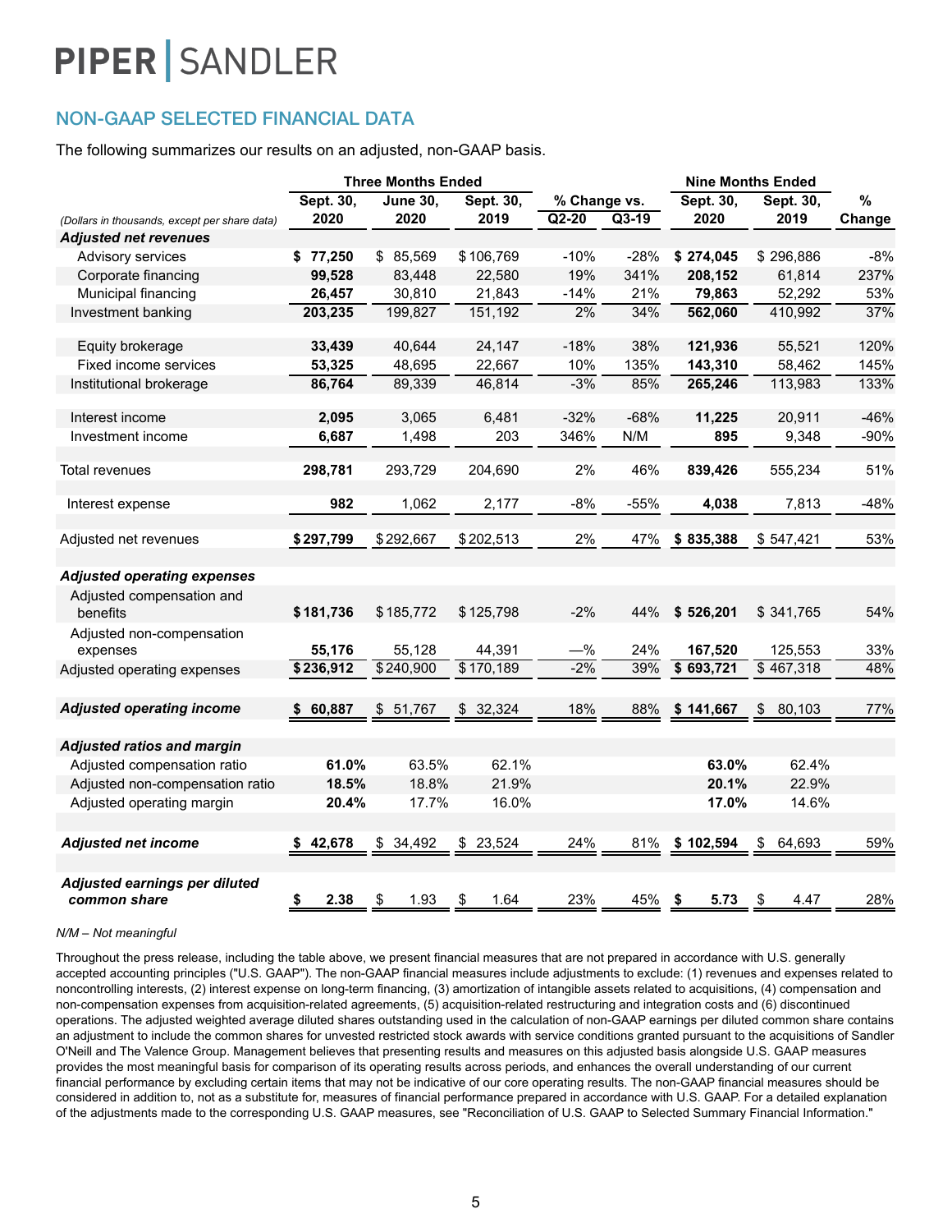PIPER | SANDLER

## NON-GAAP SELECTED FINANCIAL DATA

The following summarizes our results on an adjusted, non-GAAP basis.

| (Dollars in thousands, except per share data) | Three Months Ended Sept. 30, 2020 | June 30, 2020 | Sept. 30, 2019 | % Change vs. Q2-20 | % Change vs. Q3-19 | Nine Months Ended Sept. 30, 2020 | Sept. 30, 2019 | % Change |
|---|---|---|---|---|---|---|---|---|
| ***Adjusted net revenues*** | | | | | | | | |
| Advisory services | **$ 77,250** | $ 85,569 | $ 106,769 | -10% | -28% | **$ 274,045** | $ 296,886 | -8% |
| Corporate financing | **99,528** | 83,448 | 22,580 | 19% | 341% | **208,152** | 61,814 | 237% |
| Municipal financing | **26,457** | 30,810 | 21,843 | -14% | 21% | **79,863** | 52,292 | 53% |
| Investment banking | **203,235** | 199,827 | 151,192 | 2% | 34% | **562,060** | 410,992 | 37% |
| | | | | | | | | |
| Equity brokerage | **33,439** | 40,644 | 24,147 | -18% | 38% | **121,936** | 55,521 | 120% |
| Fixed income services | **53,325** | 48,695 | 22,667 | 10% | 135% | **143,310** | 58,462 | 145% |
| Institutional brokerage | **86,764** | 89,339 | 46,814 | -3% | 85% | **265,246** | 113,983 | 133% |
| | | | | | | | | |
| Interest income | **2,095** | 3,065 | 6,481 | -32% | -68% | **11,225** | 20,911 | -46% |
| Investment income | **6,687** | 1,498 | 203 | 346% | N/M | **895** | 9,348 | -90% |
| | | | | | | | | |
| Total revenues | **298,781** | 293,729 | 204,690 | 2% | 46% | **839,426** | 555,234 | 51% |
| | | | | | | | | |
| Interest expense | **982** | 1,062 | 2,177 | -8% | -55% | **4,038** | 7,813 | -48% |
| | | | | | | | | |
| Adjusted net revenues | **$ 297,799** | $ 292,667 | $ 202,513 | 2% | 47% | **$ 835,388** | $ 547,421 | 53% |
| | | | | | | | | |
| ***Adjusted operating expenses*** | | | | | | | | |
| Adjusted compensation and benefits | **$ 181,736** | $ 185,772 | $ 125,798 | -2% | 44% | **$ 526,201** | $ 341,765 | 54% |
| Adjusted non-compensation expenses | **55,176** | 55,128 | 44,391 | —% | 24% | **167,520** | 125,553 | 33% |
| Adjusted operating expenses | **$ 236,912** | $ 240,900 | $ 170,189 | -2% | 39% | **$ 693,721** | $ 467,318 | 48% |
| | | | | | | | | |
| ***Adjusted operating income*** | **$ 60,887** | $ 51,767 | $ 32,324 | 18% | 88% | **$ 141,667** | $ 80,103 | 77% |
| | | | | | | | | |
| ***Adjusted ratios and margin*** | | | | | | | | |
| Adjusted compensation ratio | **61.0%** | 63.5% | 62.1% | | | **63.0%** | 62.4% | |
| Adjusted non-compensation ratio | **18.5%** | 18.8% | 21.9% | | | **20.1%** | 22.9% | |
| Adjusted operating margin | **20.4%** | 17.7% | 16.0% | | | **17.0%** | 14.6% | |
| | | | | | | | | |
| ***Adjusted net income*** | **$ 42,678** | $ 34,492 | $ 23,524 | 24% | 81% | **$ 102,594** | $ 64,693 | 59% |
| | | | | | | | | |
| ***Adjusted earnings per diluted common share*** | **$ 2.38** | $ 1.93 | $ 1.64 | 23% | 45% | **$ 5.73** | $ 4.47 | 28% |

*N/M – Not meaningful*

Throughout the press release, including the table above, we present financial measures that are not prepared in accordance with U.S. generally accepted accounting principles ("U.S. GAAP"). The non-GAAP financial measures include adjustments to exclude: (1) revenues and expenses related to noncontrolling interests, (2) interest expense on long-term financing, (3) amortization of intangible assets related to acquisitions, (4) compensation and non-compensation expenses from acquisition-related agreements, (5) acquisition-related restructuring and integration costs and (6) discontinued operations. The adjusted weighted average diluted shares outstanding used in the calculation of non-GAAP earnings per diluted common share contains an adjustment to include the common shares for unvested restricted stock awards with service conditions granted pursuant to the acquisitions of Sandler O'Neill and The Valence Group. Management believes that presenting results and measures on this adjusted basis alongside U.S. GAAP measures provides the most meaningful basis for comparison of its operating results across periods, and enhances the overall understanding of our current financial performance by excluding certain items that may not be indicative of our core operating results. The non-GAAP financial measures should be considered in addition to, not as a substitute for, measures of financial performance prepared in accordance with U.S. GAAP. For a detailed explanation of the adjustments made to the corresponding U.S. GAAP measures, see "Reconciliation of U.S. GAAP to Selected Summary Financial Information."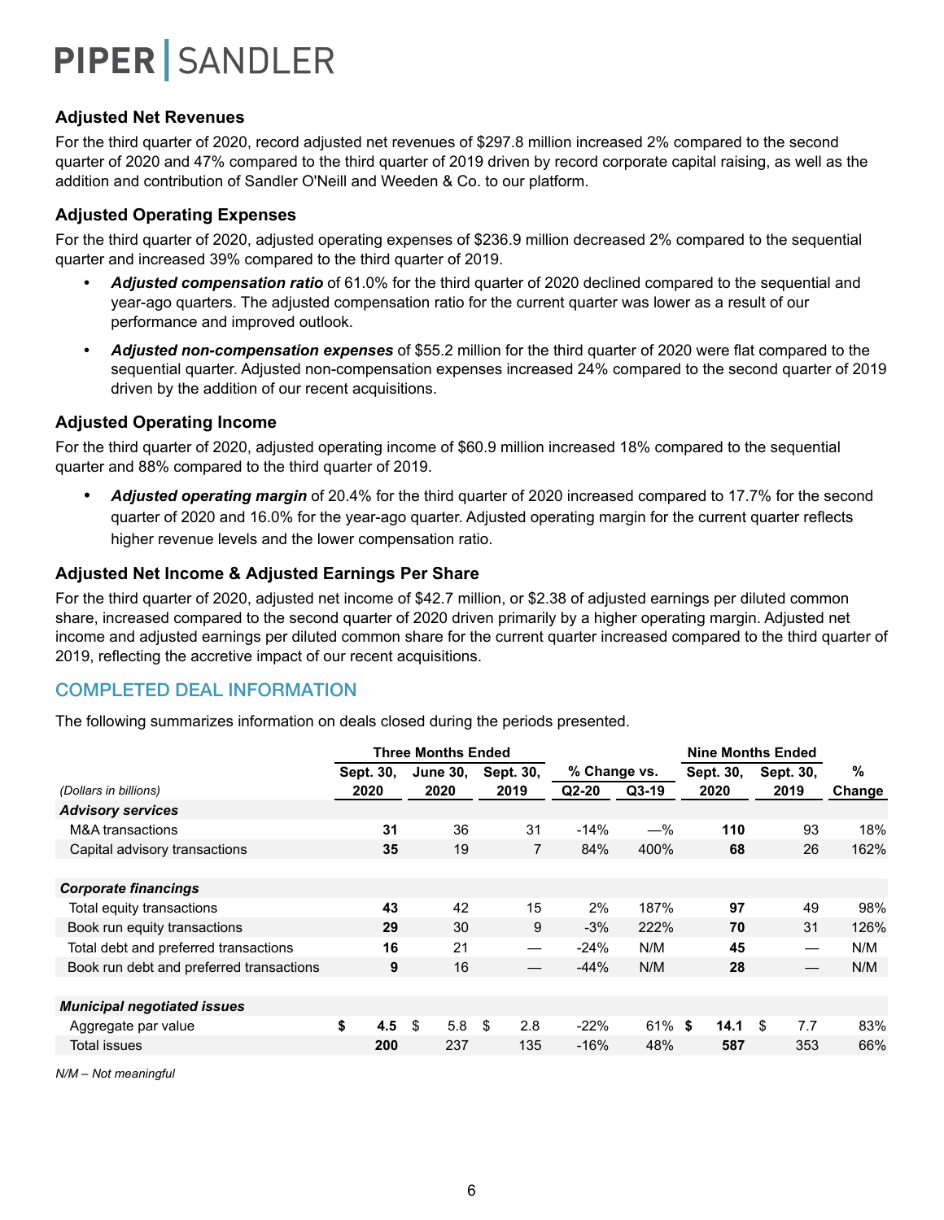### Adjusted Net Revenues

For the third quarter of 2020, record adjusted net revenues of $297.8 million increased 2% compared to the second quarter of 2020 and 47% compared to the third quarter of 2019 driven by record corporate capital raising, as well as the addition and contribution of Sandler O'Neill and Weeden & Co. to our platform.

### Adjusted Operating Expenses

For the third quarter of 2020, adjusted operating expenses of $236.9 million decreased 2% compared to the sequential quarter and increased 39% compared to the third quarter of 2019.

- ***Adjusted compensation ratio*** of 61.0% for the third quarter of 2020 declined compared to the sequential and year-ago quarters. The adjusted compensation ratio for the current quarter was lower as a result of our performance and improved outlook.
- ***Adjusted non-compensation expenses*** of $55.2 million for the third quarter of 2020 were flat compared to the sequential quarter. Adjusted non-compensation expenses increased 24% compared to the second quarter of 2019 driven by the addition of our recent acquisitions.

### Adjusted Operating Income

For the third quarter of 2020, adjusted operating income of $60.9 million increased 18% compared to the sequential quarter and 88% compared to the third quarter of 2019.

- ***Adjusted operating margin*** of 20.4% for the third quarter of 2020 increased compared to 17.7% for the second quarter of 2020 and 16.0% for the year-ago quarter. Adjusted operating margin for the current quarter reflects higher revenue levels and the lower compensation ratio.

### Adjusted Net Income & Adjusted Earnings Per Share

For the third quarter of 2020, adjusted net income of $42.7 million, or $2.38 of adjusted earnings per diluted common share, increased compared to the second quarter of 2020 driven primarily by a higher operating margin. Adjusted net income and adjusted earnings per diluted common share for the current quarter increased compared to the third quarter of 2019, reflecting the accretive impact of our recent acquisitions.

## COMPLETED DEAL INFORMATION

The following summarizes information on deals closed during the periods presented.

| | Three Months Ended | | | % Change vs. | | Nine Months Ended | | |
|---|---|---|---|---|---|---|---|---|
| *(Dollars in billions)* | Sept. 30, 2020 | June 30, 2020 | Sept. 30, 2019 | Q2-20 | Q3-19 | Sept. 30, 2020 | Sept. 30, 2019 | % Change |
| ***Advisory services*** | | | | | | | | |
| M&A transactions | **31** | 36 | 31 | -14% | —% | **110** | 93 | 18% |
| Capital advisory transactions | **35** | 19 | 7 | 84% | 400% | **68** | 26 | 162% |
| ***Corporate financings*** | | | | | | | | |
| Total equity transactions | **43** | 42 | 15 | 2% | 187% | **97** | 49 | 98% |
| Book run equity transactions | **29** | 30 | 9 | -3% | 222% | **70** | 31 | 126% |
| Total debt and preferred transactions | **16** | 21 | — | -24% | N/M | **45** | — | N/M |
| Book run debt and preferred transactions | **9** | 16 | — | -44% | N/M | **28** | — | N/M |
| ***Municipal negotiated issues*** | | | | | | | | |
| Aggregate par value | **$ 4.5** | $ 5.8 | $ 2.8 | -22% | 61% | **$ 14.1** | $ 7.7 | 83% |
| Total issues | **200** | 237 | 135 | -16% | 48% | **587** | 353 | 66% |

*N/M – Not meaningful*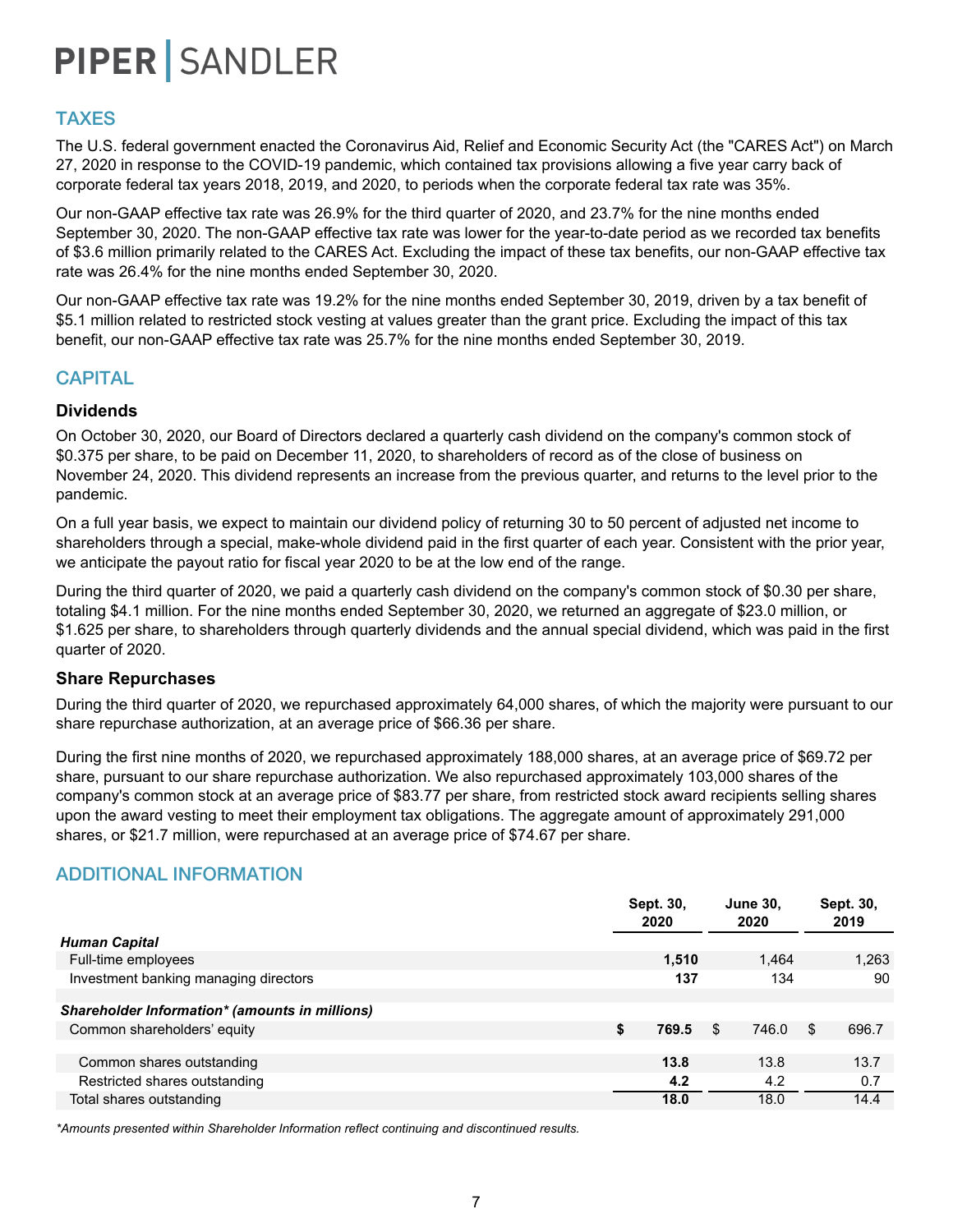## TAXES

The U.S. federal government enacted the Coronavirus Aid, Relief and Economic Security Act (the "CARES Act") on March 27, 2020 in response to the COVID-19 pandemic, which contained tax provisions allowing a five year carry back of corporate federal tax years 2018, 2019, and 2020, to periods when the corporate federal tax rate was 35%.

Our non-GAAP effective tax rate was 26.9% for the third quarter of 2020, and 23.7% for the nine months ended September 30, 2020. The non-GAAP effective tax rate was lower for the year-to-date period as we recorded tax benefits of $3.6 million primarily related to the CARES Act. Excluding the impact of these tax benefits, our non-GAAP effective tax rate was 26.4% for the nine months ended September 30, 2020.

Our non-GAAP effective tax rate was 19.2% for the nine months ended September 30, 2019, driven by a tax benefit of $5.1 million related to restricted stock vesting at values greater than the grant price. Excluding the impact of this tax benefit, our non-GAAP effective tax rate was 25.7% for the nine months ended September 30, 2019.

## CAPITAL

### Dividends

On October 30, 2020, our Board of Directors declared a quarterly cash dividend on the company's common stock of $0.375 per share, to be paid on December 11, 2020, to shareholders of record as of the close of business on November 24, 2020. This dividend represents an increase from the previous quarter, and returns to the level prior to the pandemic.

On a full year basis, we expect to maintain our dividend policy of returning 30 to 50 percent of adjusted net income to shareholders through a special, make-whole dividend paid in the first quarter of each year. Consistent with the prior year, we anticipate the payout ratio for fiscal year 2020 to be at the low end of the range.

During the third quarter of 2020, we paid a quarterly cash dividend on the company's common stock of $0.30 per share, totaling $4.1 million. For the nine months ended September 30, 2020, we returned an aggregate of $23.0 million, or $1.625 per share, to shareholders through quarterly dividends and the annual special dividend, which was paid in the first quarter of 2020.

### Share Repurchases

During the third quarter of 2020, we repurchased approximately 64,000 shares, of which the majority were pursuant to our share repurchase authorization, at an average price of $66.36 per share.

During the first nine months of 2020, we repurchased approximately 188,000 shares, at an average price of $69.72 per share, pursuant to our share repurchase authorization. We also repurchased approximately 103,000 shares of the company's common stock at an average price of $83.77 per share, from restricted stock award recipients selling shares upon the award vesting to meet their employment tax obligations. The aggregate amount of approximately 291,000 shares, or $21.7 million, were repurchased at an average price of $74.67 per share.

## ADDITIONAL INFORMATION

| | Sept. 30, 2020 | June 30, 2020 | Sept. 30, 2019 |
|---|---|---|---|
| ***Human Capital*** | | | |
| Full-time employees | **1,510** | 1,464 | 1,263 |
| Investment banking managing directors | **137** | 134 | 90 |
| ***Shareholder Information\* (amounts in millions)*** | | | |
| Common shareholders' equity | **$ 769.5** | $ 746.0 | $ 696.7 |
| Common shares outstanding | **13.8** | 13.8 | 13.7 |
| Restricted shares outstanding | **4.2** | 4.2 | 0.7 |
| Total shares outstanding | **18.0** | 18.0 | 14.4 |

*\*Amounts presented within Shareholder Information reflect continuing and discontinued results.*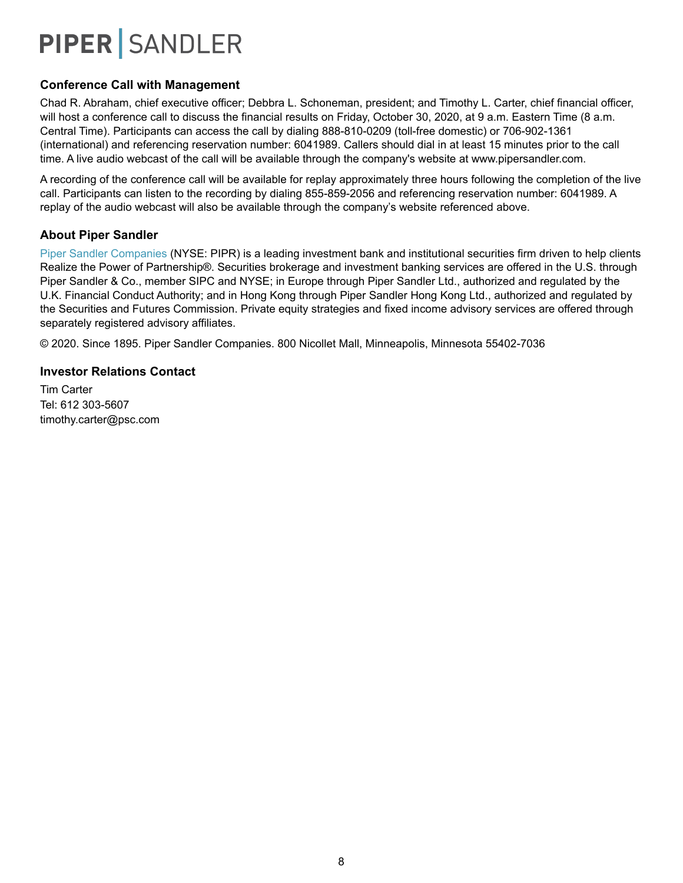## Conference Call with Management

Chad R. Abraham, chief executive officer; Debbra L. Schoneman, president; and Timothy L. Carter, chief financial officer, will host a conference call to discuss the financial results on Friday, October 30, 2020, at 9 a.m. Eastern Time (8 a.m. Central Time). Participants can access the call by dialing 888-810-0209 (toll-free domestic) or 706-902-1361 (international) and referencing reservation number: 6041989. Callers should dial in at least 15 minutes prior to the call time. A live audio webcast of the call will be available through the company's website at www.pipersandler.com.

A recording of the conference call will be available for replay approximately three hours following the completion of the live call. Participants can listen to the recording by dialing 855-859-2056 and referencing reservation number: 6041989. A replay of the audio webcast will also be available through the company's website referenced above.

## About Piper Sandler

Piper Sandler Companies (NYSE: PIPR) is a leading investment bank and institutional securities firm driven to help clients Realize the Power of Partnership®. Securities brokerage and investment banking services are offered in the U.S. through Piper Sandler & Co., member SIPC and NYSE; in Europe through Piper Sandler Ltd., authorized and regulated by the U.K. Financial Conduct Authority; and in Hong Kong through Piper Sandler Hong Kong Ltd., authorized and regulated by the Securities and Futures Commission. Private equity strategies and fixed income advisory services are offered through separately registered advisory affiliates.

© 2020. Since 1895. Piper Sandler Companies. 800 Nicollet Mall, Minneapolis, Minnesota 55402-7036

## Investor Relations Contact

Tim Carter
Tel: 612 303-5607
timothy.carter@psc.com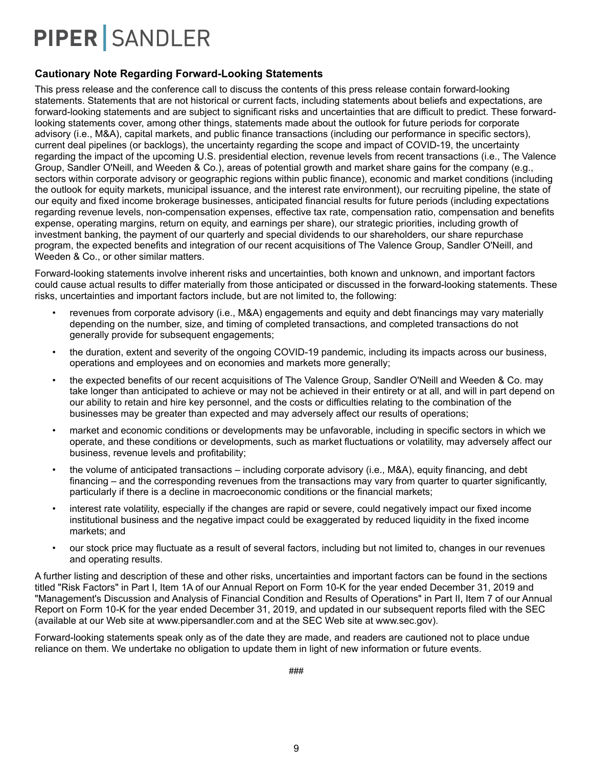## Cautionary Note Regarding Forward-Looking Statements

This press release and the conference call to discuss the contents of this press release contain forward-looking statements. Statements that are not historical or current facts, including statements about beliefs and expectations, are forward-looking statements and are subject to significant risks and uncertainties that are difficult to predict. These forward-looking statements cover, among other things, statements made about the outlook for future periods for corporate advisory (i.e., M&A), capital markets, and public finance transactions (including our performance in specific sectors), current deal pipelines (or backlogs), the uncertainty regarding the scope and impact of COVID-19, the uncertainty regarding the impact of the upcoming U.S. presidential election, revenue levels from recent transactions (i.e., The Valence Group, Sandler O'Neill, and Weeden & Co.), areas of potential growth and market share gains for the company (e.g., sectors within corporate advisory or geographic regions within public finance), economic and market conditions (including the outlook for equity markets, municipal issuance, and the interest rate environment), our recruiting pipeline, the state of our equity and fixed income brokerage businesses, anticipated financial results for future periods (including expectations regarding revenue levels, non-compensation expenses, effective tax rate, compensation ratio, compensation and benefits expense, operating margins, return on equity, and earnings per share), our strategic priorities, including growth of investment banking, the payment of our quarterly and special dividends to our shareholders, our share repurchase program, the expected benefits and integration of our recent acquisitions of The Valence Group, Sandler O'Neill, and Weeden & Co., or other similar matters.

Forward-looking statements involve inherent risks and uncertainties, both known and unknown, and important factors could cause actual results to differ materially from those anticipated or discussed in the forward-looking statements. These risks, uncertainties and important factors include, but are not limited to, the following:

- revenues from corporate advisory (i.e., M&A) engagements and equity and debt financings may vary materially depending on the number, size, and timing of completed transactions, and completed transactions do not generally provide for subsequent engagements;
- the duration, extent and severity of the ongoing COVID-19 pandemic, including its impacts across our business, operations and employees and on economies and markets more generally;
- the expected benefits of our recent acquisitions of The Valence Group, Sandler O'Neill and Weeden & Co. may take longer than anticipated to achieve or may not be achieved in their entirety or at all, and will in part depend on our ability to retain and hire key personnel, and the costs or difficulties relating to the combination of the businesses may be greater than expected and may adversely affect our results of operations;
- market and economic conditions or developments may be unfavorable, including in specific sectors in which we operate, and these conditions or developments, such as market fluctuations or volatility, may adversely affect our business, revenue levels and profitability;
- the volume of anticipated transactions – including corporate advisory (i.e., M&A), equity financing, and debt financing – and the corresponding revenues from the transactions may vary from quarter to quarter significantly, particularly if there is a decline in macroeconomic conditions or the financial markets;
- interest rate volatility, especially if the changes are rapid or severe, could negatively impact our fixed income institutional business and the negative impact could be exaggerated by reduced liquidity in the fixed income markets; and
- our stock price may fluctuate as a result of several factors, including but not limited to, changes in our revenues and operating results.

A further listing and description of these and other risks, uncertainties and important factors can be found in the sections titled "Risk Factors" in Part I, Item 1A of our Annual Report on Form 10-K for the year ended December 31, 2019 and "Management's Discussion and Analysis of Financial Condition and Results of Operations" in Part II, Item 7 of our Annual Report on Form 10-K for the year ended December 31, 2019, and updated in our subsequent reports filed with the SEC (available at our Web site at www.pipersandler.com and at the SEC Web site at www.sec.gov).

Forward-looking statements speak only as of the date they are made, and readers are cautioned not to place undue reliance on them. We undertake no obligation to update them in light of new information or future events.

###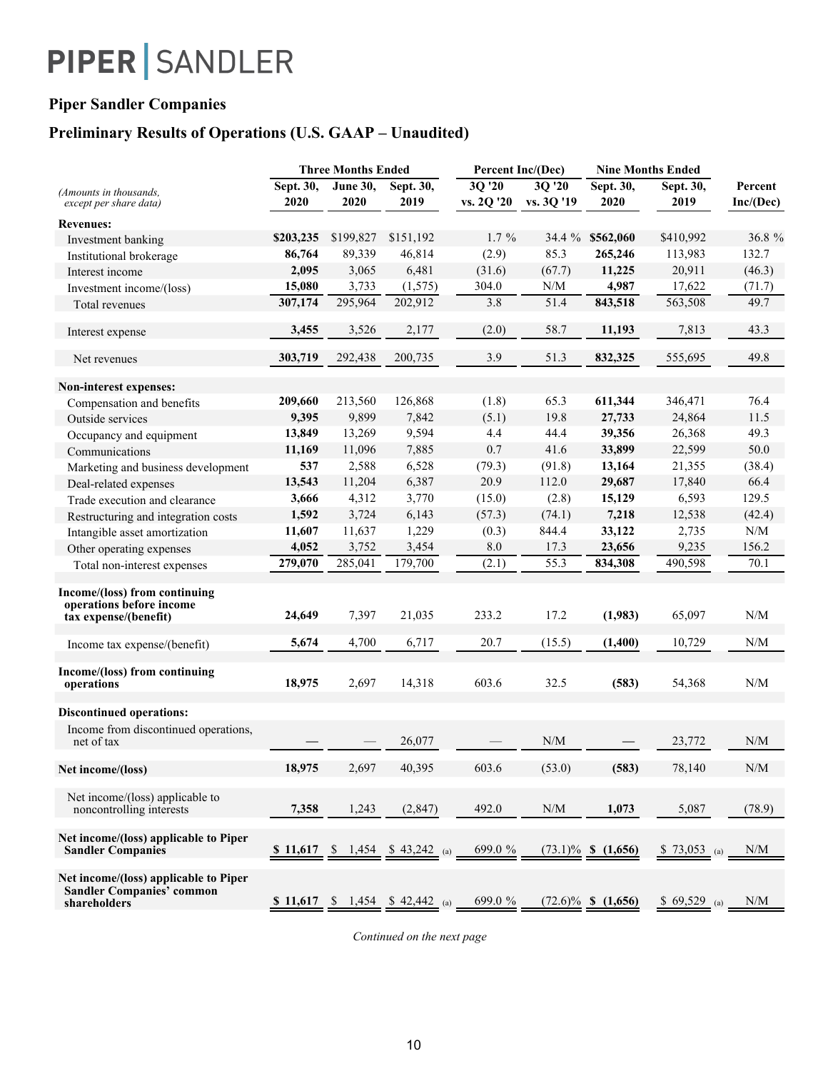PIPER | SANDLER

**Piper Sandler Companies**

**Preliminary Results of Operations (U.S. GAAP – Unaudited)**

| *(Amounts in thousands, except per share data)* | Three Months Ended | | | Percent Inc/(Dec) | | Nine Months Ended | | |
|---|---|---|---|---|---|---|---|---|
| | **Sept. 30, 2020** | **June 30, 2020** | **Sept. 30, 2019** | **3Q '20 vs. 2Q '20** | **3Q '20 vs. 3Q '19** | **Sept. 30, 2020** | **Sept. 30, 2019** | **Percent Inc/(Dec)** |
| **Revenues:** | | | | | | | | |
| Investment banking | **$203,235** | $199,827 | $151,192 | 1.7 % | 34.4 % | **$562,060** | $410,992 | 36.8 % |
| Institutional brokerage | **86,764** | 89,339 | 46,814 | (2.9) | 85.3 | **265,246** | 113,983 | 132.7 |
| Interest income | **2,095** | 3,065 | 6,481 | (31.6) | (67.7) | **11,225** | 20,911 | (46.3) |
| Investment income/(loss) | **15,080** | 3,733 | (1,575) | 304.0 | N/M | **4,987** | 17,622 | (71.7) |
| Total revenues | **307,174** | 295,964 | 202,912 | 3.8 | 51.4 | **843,518** | 563,508 | 49.7 |
| Interest expense | **3,455** | 3,526 | 2,177 | (2.0) | 58.7 | **11,193** | 7,813 | 43.3 |
| Net revenues | **303,719** | 292,438 | 200,735 | 3.9 | 51.3 | **832,325** | 555,695 | 49.8 |
| **Non-interest expenses:** | | | | | | | | |
| Compensation and benefits | **209,660** | 213,560 | 126,868 | (1.8) | 65.3 | **611,344** | 346,471 | 76.4 |
| Outside services | **9,395** | 9,899 | 7,842 | (5.1) | 19.8 | **27,733** | 24,864 | 11.5 |
| Occupancy and equipment | **13,849** | 13,269 | 9,594 | 4.4 | 44.4 | **39,356** | 26,368 | 49.3 |
| Communications | **11,169** | 11,096 | 7,885 | 0.7 | 41.6 | **33,899** | 22,599 | 50.0 |
| Marketing and business development | **537** | 2,588 | 6,528 | (79.3) | (91.8) | **13,164** | 21,355 | (38.4) |
| Deal-related expenses | **13,543** | 11,204 | 6,387 | 20.9 | 112.0 | **29,687** | 17,840 | 66.4 |
| Trade execution and clearance | **3,666** | 4,312 | 3,770 | (15.0) | (2.8) | **15,129** | 6,593 | 129.5 |
| Restructuring and integration costs | **1,592** | 3,724 | 6,143 | (57.3) | (74.1) | **7,218** | 12,538 | (42.4) |
| Intangible asset amortization | **11,607** | 11,637 | 1,229 | (0.3) | 844.4 | **33,122** | 2,735 | N/M |
| Other operating expenses | **4,052** | 3,752 | 3,454 | 8.0 | 17.3 | **23,656** | 9,235 | 156.2 |
| Total non-interest expenses | **279,070** | 285,041 | 179,700 | (2.1) | 55.3 | **834,308** | 490,598 | 70.1 |
| **Income/(loss) from continuing operations before income tax expense/(benefit)** | **24,649** | 7,397 | 21,035 | 233.2 | 17.2 | **(1,983)** | 65,097 | N/M |
| Income tax expense/(benefit) | **5,674** | 4,700 | 6,717 | 20.7 | (15.5) | **(1,400)** | 10,729 | N/M |
| **Income/(loss) from continuing operations** | **18,975** | 2,697 | 14,318 | 603.6 | 32.5 | **(583)** | 54,368 | N/M |
| **Discontinued operations:** | | | | | | | | |
| Income from discontinued operations, net of tax | **—** | — | 26,077 | — | N/M | **—** | 23,772 | N/M |
| **Net income/(loss)** | **18,975** | 2,697 | 40,395 | 603.6 | (53.0) | **(583)** | 78,140 | N/M |
| Net income/(loss) applicable to noncontrolling interests | **7,358** | 1,243 | (2,847) | 492.0 | N/M | **1,073** | 5,087 | (78.9) |
| **Net income/(loss) applicable to Piper Sandler Companies** | **$ 11,617** | $ 1,454 | $ 43,242 (a) | 699.0 % | (73.1)% | **$ (1,656)** | $ 73,053 (a) | N/M |
| **Net income/(loss) applicable to Piper Sandler Companies' common shareholders** | **$ 11,617** | $ 1,454 | $ 42,442 (a) | 699.0 % | (72.6)% | **$ (1,656)** | $ 69,529 (a) | N/M |

*Continued on the next page*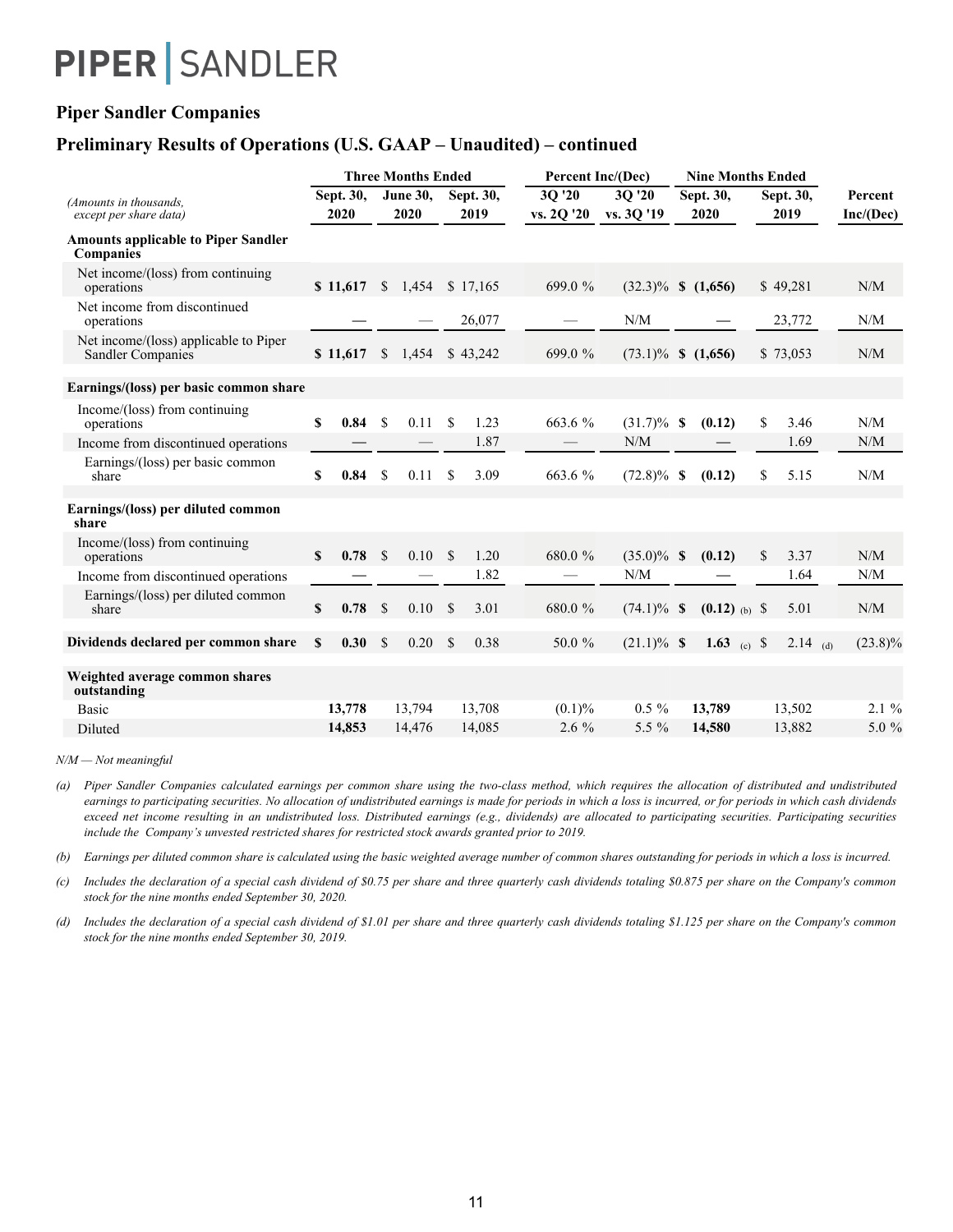# PIPER | SANDLER

## Piper Sandler Companies

## Preliminary Results of Operations (U.S. GAAP – Unaudited) – continued

| *(Amounts in thousands, except per share data)* | Three Months Ended | | | Percent Inc/(Dec) | | Nine Months Ended | | Percent |
|---|---|---|---|---|---|---|---|---|
| | Sept. 30, 2020 | June 30, 2020 | Sept. 30, 2019 | 3Q '20 vs. 2Q '20 | 3Q '20 vs. 3Q '19 | Sept. 30, 2020 | Sept. 30, 2019 | Inc/(Dec) |
| **Amounts applicable to Piper Sandler Companies** | | | | | | | | |
| Net income/(loss) from continuing operations | **$ 11,617** | $ 1,454 | $ 17,165 | 699.0 % | (32.3)% | **$ (1,656)** | $ 49,281 | N/M |
| Net income from discontinued operations | **—** | — | 26,077 | — | N/M | **—** | 23,772 | N/M |
| Net income/(loss) applicable to Piper Sandler Companies | **$ 11,617** | $ 1,454 | $ 43,242 | 699.0 % | (73.1)% | **$ (1,656)** | $ 73,053 | N/M |
| **Earnings/(loss) per basic common share** | | | | | | | | |
| Income/(loss) from continuing operations | **$ 0.84** | $ 0.11 | $ 1.23 | 663.6 % | (31.7)% | **$ (0.12)** | $ 3.46 | N/M |
| Income from discontinued operations | **—** | — | 1.87 | — | N/M | **—** | 1.69 | N/M |
| Earnings/(loss) per basic common share | **$ 0.84** | $ 0.11 | $ 3.09 | 663.6 % | (72.8)% | **$ (0.12)** | $ 5.15 | N/M |
| **Earnings/(loss) per diluted common share** | | | | | | | | |
| Income/(loss) from continuing operations | **$ 0.78** | $ 0.10 | $ 1.20 | 680.0 % | (35.0)% | **$ (0.12)** | $ 3.37 | N/M |
| Income from discontinued operations | **—** | — | 1.82 | — | N/M | **—** | 1.64 | N/M |
| Earnings/(loss) per diluted common share | **$ 0.78** | $ 0.10 | $ 3.01 | 680.0 % | (74.1)% | **$ (0.12)** (b) | $ 5.01 | N/M |
| **Dividends declared per common share** | **$ 0.30** | $ 0.20 | $ 0.38 | 50.0 % | (21.1)% | **$ 1.63** (c) | $ 2.14 (d) | (23.8)% |
| **Weighted average common shares outstanding** | | | | | | | | |
| Basic | **13,778** | 13,794 | 13,708 | (0.1)% | 0.5 % | **13,789** | 13,502 | 2.1 % |
| Diluted | **14,853** | 14,476 | 14,085 | 2.6 % | 5.5 % | **14,580** | 13,882 | 5.0 % |

*N/M — Not meaningful*

*(a) Piper Sandler Companies calculated earnings per common share using the two-class method, which requires the allocation of distributed and undistributed earnings to participating securities. No allocation of undistributed earnings is made for periods in which a loss is incurred, or for periods in which cash dividends exceed net income resulting in an undistributed loss. Distributed earnings (e.g., dividends) are allocated to participating securities. Participating securities include the Company's unvested restricted shares for restricted stock awards granted prior to 2019.*

*(b) Earnings per diluted common share is calculated using the basic weighted average number of common shares outstanding for periods in which a loss is incurred.*

*(c) Includes the declaration of a special cash dividend of $0.75 per share and three quarterly cash dividends totaling $0.875 per share on the Company's common stock for the nine months ended September 30, 2020.*

*(d) Includes the declaration of a special cash dividend of $1.01 per share and three quarterly cash dividends totaling $1.125 per share on the Company's common stock for the nine months ended September 30, 2019.*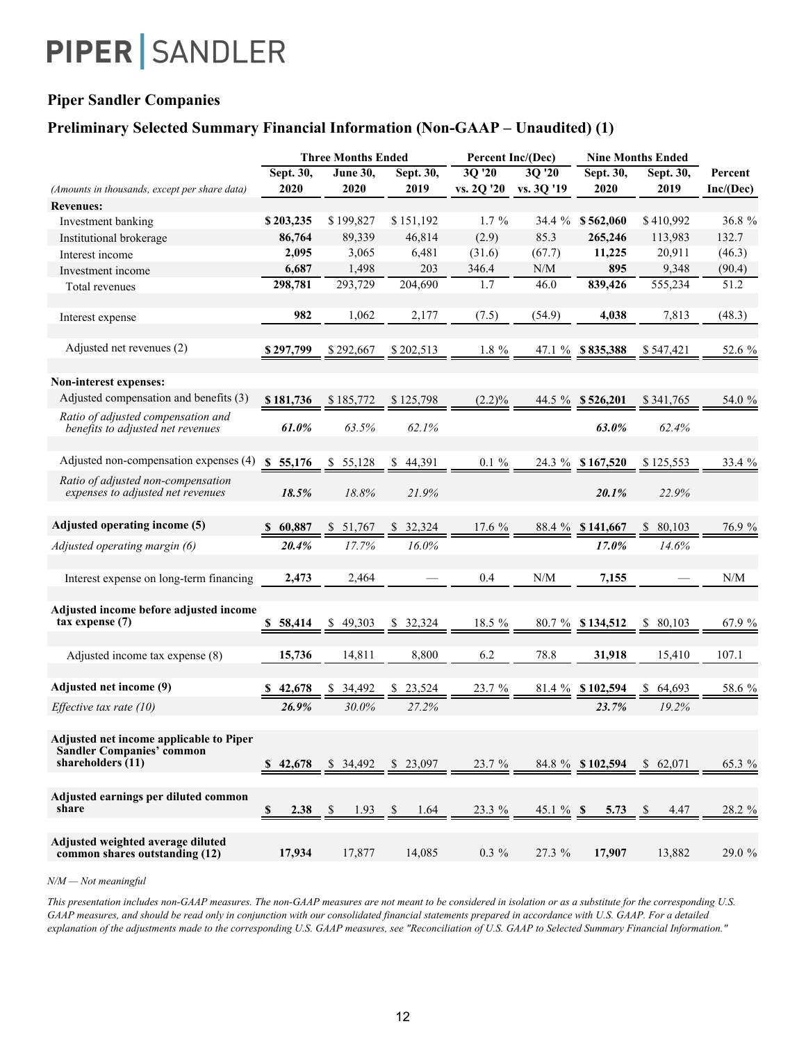PIPER | SANDLER

## Piper Sandler Companies

## Preliminary Selected Summary Financial Information (Non-GAAP – Unaudited) (1)

| (Amounts in thousands, except per share data) | Three Months Ended Sept. 30, 2020 | Three Months Ended June 30, 2020 | Three Months Ended Sept. 30, 2019 | Percent Inc/(Dec) 3Q '20 vs. 2Q '20 | Percent Inc/(Dec) 3Q '20 vs. 3Q '19 | Nine Months Ended Sept. 30, 2020 | Nine Months Ended Sept. 30, 2019 | Percent Inc/(Dec) |
|---|---|---|---|---|---|---|---|---|
| **Revenues:** | | | | | | | | |
| Investment banking | **$ 203,235** | $ 199,827 | $ 151,192 | 1.7 % | 34.4 % | **$ 562,060** | $ 410,992 | 36.8 % |
| Institutional brokerage | **86,764** | 89,339 | 46,814 | (2.9) | 85.3 | **265,246** | 113,983 | 132.7 |
| Interest income | **2,095** | 3,065 | 6,481 | (31.6) | (67.7) | **11,225** | 20,911 | (46.3) |
| Investment income | **6,687** | 1,498 | 203 | 346.4 | N/M | **895** | 9,348 | (90.4) |
| Total revenues | **298,781** | 293,729 | 204,690 | 1.7 | 46.0 | **839,426** | 555,234 | 51.2 |
| Interest expense | **982** | 1,062 | 2,177 | (7.5) | (54.9) | **4,038** | 7,813 | (48.3) |
| Adjusted net revenues (2) | **$ 297,799** | $ 292,667 | $ 202,513 | 1.8 % | 47.1 % | **$ 835,388** | $ 547,421 | 52.6 % |
| **Non-interest expenses:** | | | | | | | | |
| Adjusted compensation and benefits (3) | **$ 181,736** | $ 185,772 | $ 125,798 | (2.2)% | 44.5 % | **$ 526,201** | $ 341,765 | 54.0 % |
| *Ratio of adjusted compensation and benefits to adjusted net revenues* | ***61.0%*** | *63.5%* | *62.1%* | | | ***63.0%*** | *62.4%* | |
| Adjusted non-compensation expenses (4) | **$ 55,176** | $ 55,128 | $ 44,391 | 0.1 % | 24.3 % | **$ 167,520** | $ 125,553 | 33.4 % |
| *Ratio of adjusted non-compensation expenses to adjusted net revenues* | ***18.5%*** | *18.8%* | *21.9%* | | | ***20.1%*** | *22.9%* | |
| **Adjusted operating income (5)** | **$ 60,887** | $ 51,767 | $ 32,324 | 17.6 % | 88.4 % | **$ 141,667** | $ 80,103 | 76.9 % |
| *Adjusted operating margin (6)* | ***20.4%*** | *17.7%* | *16.0%* | | | ***17.0%*** | *14.6%* | |
| Interest expense on long-term financing | **2,473** | 2,464 | — | 0.4 | N/M | **7,155** | — | N/M |
| **Adjusted income before adjusted income tax expense (7)** | **$ 58,414** | $ 49,303 | $ 32,324 | 18.5 % | 80.7 % | **$ 134,512** | $ 80,103 | 67.9 % |
| Adjusted income tax expense (8) | **15,736** | 14,811 | 8,800 | 6.2 | 78.8 | **31,918** | 15,410 | 107.1 |
| **Adjusted net income (9)** | **$ 42,678** | $ 34,492 | $ 23,524 | 23.7 % | 81.4 % | **$ 102,594** | $ 64,693 | 58.6 % |
| *Effective tax rate (10)* | ***26.9%*** | *30.0%* | *27.2%* | | | ***23.7%*** | *19.2%* | |
| **Adjusted net income applicable to Piper Sandler Companies' common shareholders (11)** | **$ 42,678** | $ 34,492 | $ 23,097 | 23.7 % | 84.8 % | **$ 102,594** | $ 62,071 | 65.3 % |
| **Adjusted earnings per diluted common share** | **$ 2.38** | $ 1.93 | $ 1.64 | 23.3 % | 45.1 % | **$ 5.73** | $ 4.47 | 28.2 % |
| **Adjusted weighted average diluted common shares outstanding (12)** | **17,934** | 17,877 | 14,085 | 0.3 % | 27.3 % | **17,907** | 13,882 | 29.0 % |

*N/M — Not meaningful*

*This presentation includes non-GAAP measures. The non-GAAP measures are not meant to be considered in isolation or as a substitute for the corresponding U.S. GAAP measures, and should be read only in conjunction with our consolidated financial statements prepared in accordance with U.S. GAAP. For a detailed explanation of the adjustments made to the corresponding U.S. GAAP measures, see "Reconciliation of U.S. GAAP to Selected Summary Financial Information."*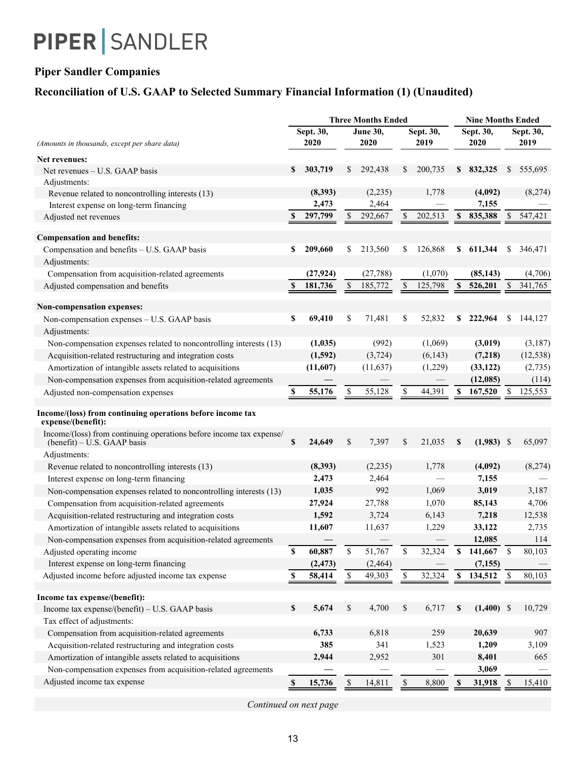# PIPER | SANDLER

## Piper Sandler Companies

## Reconciliation of U.S. GAAP to Selected Summary Financial Information (1) (Unaudited)

| | Three Months Ended | | | Nine Months Ended | |
|---|---|---|---|---|---|
| *(Amounts in thousands, except per share data)* | **Sept. 30, 2020** | **June 30, 2020** | **Sept. 30, 2019** | **Sept. 30, 2020** | **Sept. 30, 2019** |
| **Net revenues:** | | | | | |
| Net revenues – U.S. GAAP basis | **$ 303,719** | $ 292,438 | $ 200,735 | **$ 832,325** | $ 555,695 |
| Adjustments: | | | | | |
| Revenue related to noncontrolling interests (13) | **(8,393)** | (2,235) | 1,778 | **(4,092)** | (8,274) |
| Interest expense on long-term financing | **2,473** | 2,464 | — | **7,155** | — |
| Adjusted net revenues | **$ 297,799** | $ 292,667 | $ 202,513 | **$ 835,388** | $ 547,421 |
| | | | | | |
| **Compensation and benefits:** | | | | | |
| Compensation and benefits – U.S. GAAP basis | **$ 209,660** | $ 213,560 | $ 126,868 | **$ 611,344** | $ 346,471 |
| Adjustments: | | | | | |
| Compensation from acquisition-related agreements | **(27,924)** | (27,788) | (1,070) | **(85,143)** | (4,706) |
| Adjusted compensation and benefits | **$ 181,736** | $ 185,772 | $ 125,798 | **$ 526,201** | $ 341,765 |
| | | | | | |
| **Non-compensation expenses:** | | | | | |
| Non-compensation expenses – U.S. GAAP basis | **$ 69,410** | $ 71,481 | $ 52,832 | **$ 222,964** | $ 144,127 |
| Adjustments: | | | | | |
| Non-compensation expenses related to noncontrolling interests (13) | **(1,035)** | (992) | (1,069) | **(3,019)** | (3,187) |
| Acquisition-related restructuring and integration costs | **(1,592)** | (3,724) | (6,143) | **(7,218)** | (12,538) |
| Amortization of intangible assets related to acquisitions | **(11,607)** | (11,637) | (1,229) | **(33,122)** | (2,735) |
| Non-compensation expenses from acquisition-related agreements | **—** | — | — | **(12,085)** | (114) |
| Adjusted non-compensation expenses | **$ 55,176** | $ 55,128 | $ 44,391 | **$ 167,520** | $ 125,553 |
| | | | | | |
| **Income/(loss) from continuing operations before income tax expense/(benefit):** | | | | | |
| Income/(loss) from continuing operations before income tax expense/(benefit) – U.S. GAAP basis | **$ 24,649** | $ 7,397 | $ 21,035 | **$ (1,983)** | $ 65,097 |
| Adjustments: | | | | | |
| Revenue related to noncontrolling interests (13) | **(8,393)** | (2,235) | 1,778 | **(4,092)** | (8,274) |
| Interest expense on long-term financing | **2,473** | 2,464 | — | **7,155** | — |
| Non-compensation expenses related to noncontrolling interests (13) | **1,035** | 992 | 1,069 | **3,019** | 3,187 |
| Compensation from acquisition-related agreements | **27,924** | 27,788 | 1,070 | **85,143** | 4,706 |
| Acquisition-related restructuring and integration costs | **1,592** | 3,724 | 6,143 | **7,218** | 12,538 |
| Amortization of intangible assets related to acquisitions | **11,607** | 11,637 | 1,229 | **33,122** | 2,735 |
| Non-compensation expenses from acquisition-related agreements | **—** | — | — | **12,085** | 114 |
| Adjusted operating income | **$ 60,887** | $ 51,767 | $ 32,324 | **$ 141,667** | $ 80,103 |
| Interest expense on long-term financing | **(2,473)** | (2,464) | — | **(7,155)** | — |
| Adjusted income before adjusted income tax expense | **$ 58,414** | $ 49,303 | $ 32,324 | **$ 134,512** | $ 80,103 |
| | | | | | |
| **Income tax expense/(benefit):** | | | | | |
| Income tax expense/(benefit) – U.S. GAAP basis | **$ 5,674** | $ 4,700 | $ 6,717 | **$ (1,400)** | $ 10,729 |
| Tax effect of adjustments: | | | | | |
| Compensation from acquisition-related agreements | **6,733** | 6,818 | 259 | **20,639** | 907 |
| Acquisition-related restructuring and integration costs | **385** | 341 | 1,523 | **1,209** | 3,109 |
| Amortization of intangible assets related to acquisitions | **2,944** | 2,952 | 301 | **8,401** | 665 |
| Non-compensation expenses from acquisition-related agreements | **—** | — | — | **3,069** | — |
| Adjusted income tax expense | **$ 15,736** | $ 14,811 | $ 8,800 | **$ 31,918** | $ 15,410 |

*Continued on next page*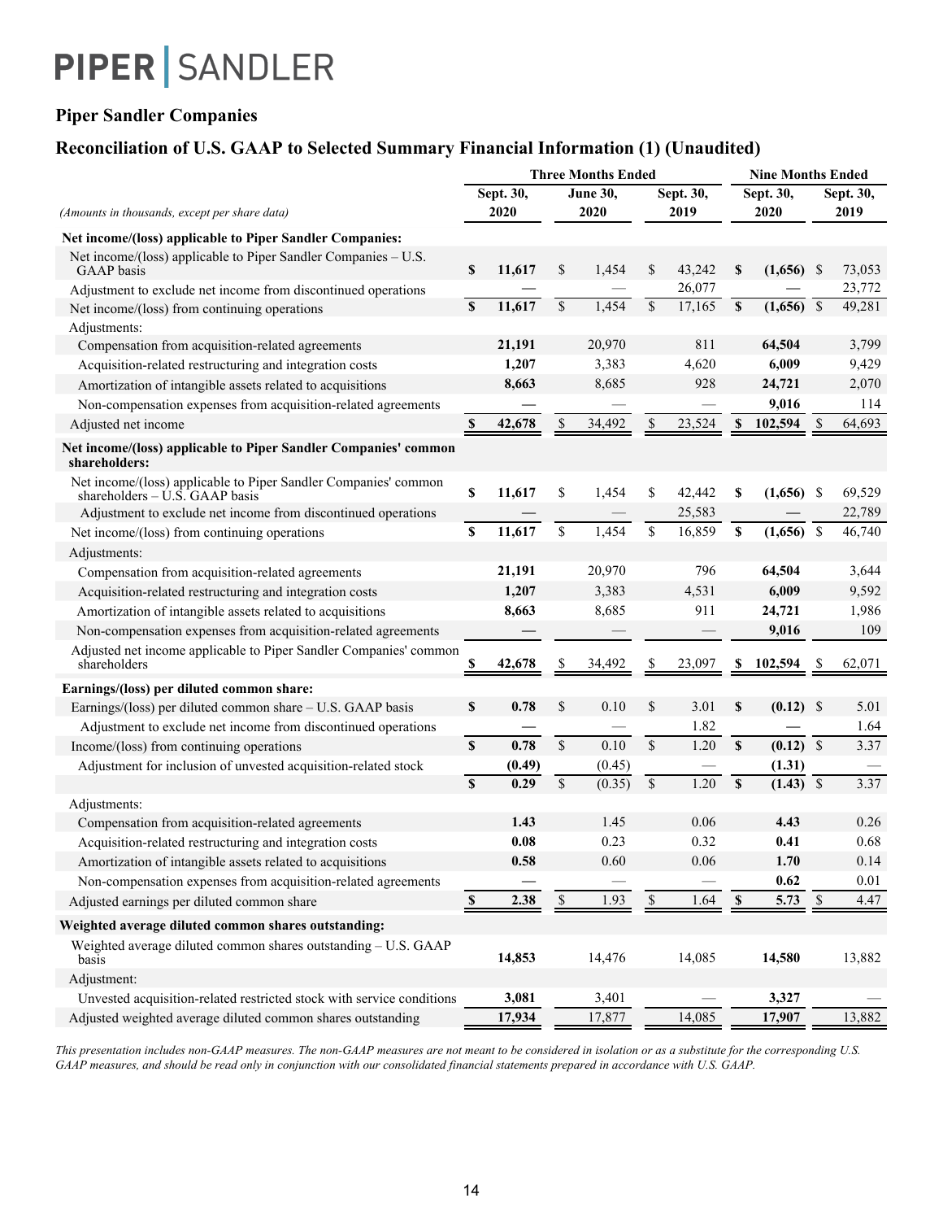PIPER | SANDLER

### Piper Sandler Companies

### Reconciliation of U.S. GAAP to Selected Summary Financial Information (1) (Unaudited)

| *(Amounts in thousands, except per share data)* | Three Months Ended Sept. 30, 2020 | Three Months Ended June 30, 2020 | Three Months Ended Sept. 30, 2019 | Nine Months Ended Sept. 30, 2020 | Nine Months Ended Sept. 30, 2019 |
|---|---|---|---|---|---|
| **Net income/(loss) applicable to Piper Sandler Companies:** | | | | | |
| Net income/(loss) applicable to Piper Sandler Companies – U.S. GAAP basis | **$ 11,617** | $ 1,454 | $ 43,242 | **$ (1,656)** | $ 73,053 |
| Adjustment to exclude net income from discontinued operations | **—** | — | 26,077 | **—** | 23,772 |
| Net income/(loss) from continuing operations | **$ 11,617** | $ 1,454 | $ 17,165 | **$ (1,656)** | $ 49,281 |
| Adjustments: | | | | | |
| Compensation from acquisition-related agreements | **21,191** | 20,970 | 811 | **64,504** | 3,799 |
| Acquisition-related restructuring and integration costs | **1,207** | 3,383 | 4,620 | **6,009** | 9,429 |
| Amortization of intangible assets related to acquisitions | **8,663** | 8,685 | 928 | **24,721** | 2,070 |
| Non-compensation expenses from acquisition-related agreements | **—** | — | — | **9,016** | 114 |
| Adjusted net income | **$ 42,678** | $ 34,492 | $ 23,524 | **$ 102,594** | $ 64,693 |
| **Net income/(loss) applicable to Piper Sandler Companies' common shareholders:** | | | | | |
| Net income/(loss) applicable to Piper Sandler Companies' common shareholders – U.S. GAAP basis | **$ 11,617** | $ 1,454 | $ 42,442 | **$ (1,656)** | $ 69,529 |
| Adjustment to exclude net income from discontinued operations | **—** | — | 25,583 | **—** | 22,789 |
| Net income/(loss) from continuing operations | **$ 11,617** | $ 1,454 | $ 16,859 | **$ (1,656)** | $ 46,740 |
| Adjustments: | | | | | |
| Compensation from acquisition-related agreements | **21,191** | 20,970 | 796 | **64,504** | 3,644 |
| Acquisition-related restructuring and integration costs | **1,207** | 3,383 | 4,531 | **6,009** | 9,592 |
| Amortization of intangible assets related to acquisitions | **8,663** | 8,685 | 911 | **24,721** | 1,986 |
| Non-compensation expenses from acquisition-related agreements | **—** | — | — | **9,016** | 109 |
| Adjusted net income applicable to Piper Sandler Companies' common shareholders | **$ 42,678** | $ 34,492 | $ 23,097 | **$ 102,594** | $ 62,071 |
| **Earnings/(loss) per diluted common share:** | | | | | |
| Earnings/(loss) per diluted common share – U.S. GAAP basis | **$ 0.78** | $ 0.10 | $ 3.01 | **$ (0.12)** | $ 5.01 |
| Adjustment to exclude net income from discontinued operations | **—** | — | 1.82 | **—** | 1.64 |
| Income/(loss) from continuing operations | **$ 0.78** | $ 0.10 | $ 1.20 | **$ (0.12)** | $ 3.37 |
| Adjustment for inclusion of unvested acquisition-related stock | **(0.49)** | (0.45) | — | **(1.31)** | — |
| | **$ 0.29** | $ (0.35) | $ 1.20 | **$ (1.43)** | $ 3.37 |
| Adjustments: | | | | | |
| Compensation from acquisition-related agreements | **1.43** | 1.45 | 0.06 | **4.43** | 0.26 |
| Acquisition-related restructuring and integration costs | **0.08** | 0.23 | 0.32 | **0.41** | 0.68 |
| Amortization of intangible assets related to acquisitions | **0.58** | 0.60 | 0.06 | **1.70** | 0.14 |
| Non-compensation expenses from acquisition-related agreements | **—** | — | — | **0.62** | 0.01 |
| Adjusted earnings per diluted common share | **$ 2.38** | $ 1.93 | $ 1.64 | **$ 5.73** | $ 4.47 |
| **Weighted average diluted common shares outstanding:** | | | | | |
| Weighted average diluted common shares outstanding – U.S. GAAP basis | **14,853** | 14,476 | 14,085 | **14,580** | 13,882 |
| Adjustment: | | | | | |
| Unvested acquisition-related restricted stock with service conditions | **3,081** | 3,401 | — | **3,327** | — |
| Adjusted weighted average diluted common shares outstanding | **17,934** | 17,877 | 14,085 | **17,907** | 13,882 |

*This presentation includes non-GAAP measures. The non-GAAP measures are not meant to be considered in isolation or as a substitute for the corresponding U.S. GAAP measures, and should be read only in conjunction with our consolidated financial statements prepared in accordance with U.S. GAAP.*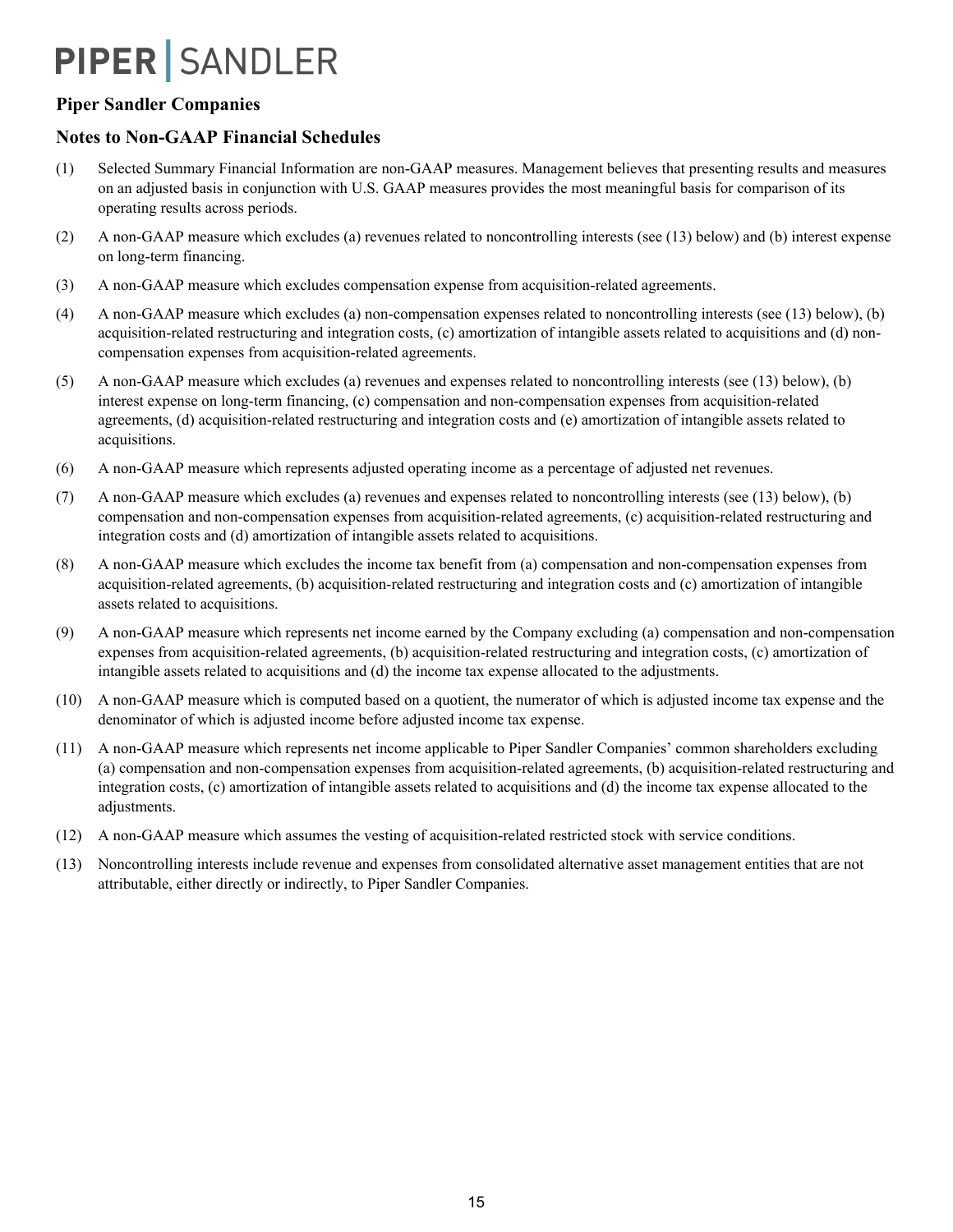# PIPER | SANDLER

## Piper Sandler Companies

## Notes to Non-GAAP Financial Schedules

(1) Selected Summary Financial Information are non-GAAP measures. Management believes that presenting results and measures on an adjusted basis in conjunction with U.S. GAAP measures provides the most meaningful basis for comparison of its operating results across periods.

(2) A non-GAAP measure which excludes (a) revenues related to noncontrolling interests (see (13) below) and (b) interest expense on long-term financing.

(3) A non-GAAP measure which excludes compensation expense from acquisition-related agreements.

(4) A non-GAAP measure which excludes (a) non-compensation expenses related to noncontrolling interests (see (13) below), (b) acquisition-related restructuring and integration costs, (c) amortization of intangible assets related to acquisitions and (d) non-compensation expenses from acquisition-related agreements.

(5) A non-GAAP measure which excludes (a) revenues and expenses related to noncontrolling interests (see (13) below), (b) interest expense on long-term financing, (c) compensation and non-compensation expenses from acquisition-related agreements, (d) acquisition-related restructuring and integration costs and (e) amortization of intangible assets related to acquisitions.

(6) A non-GAAP measure which represents adjusted operating income as a percentage of adjusted net revenues.

(7) A non-GAAP measure which excludes (a) revenues and expenses related to noncontrolling interests (see (13) below), (b) compensation and non-compensation expenses from acquisition-related agreements, (c) acquisition-related restructuring and integration costs and (d) amortization of intangible assets related to acquisitions.

(8) A non-GAAP measure which excludes the income tax benefit from (a) compensation and non-compensation expenses from acquisition-related agreements, (b) acquisition-related restructuring and integration costs and (c) amortization of intangible assets related to acquisitions.

(9) A non-GAAP measure which represents net income earned by the Company excluding (a) compensation and non-compensation expenses from acquisition-related agreements, (b) acquisition-related restructuring and integration costs, (c) amortization of intangible assets related to acquisitions and (d) the income tax expense allocated to the adjustments.

(10) A non-GAAP measure which is computed based on a quotient, the numerator of which is adjusted income tax expense and the denominator of which is adjusted income before adjusted income tax expense.

(11) A non-GAAP measure which represents net income applicable to Piper Sandler Companies' common shareholders excluding (a) compensation and non-compensation expenses from acquisition-related agreements, (b) acquisition-related restructuring and integration costs, (c) amortization of intangible assets related to acquisitions and (d) the income tax expense allocated to the adjustments.

(12) A non-GAAP measure which assumes the vesting of acquisition-related restricted stock with service conditions.

(13) Noncontrolling interests include revenue and expenses from consolidated alternative asset management entities that are not attributable, either directly or indirectly, to Piper Sandler Companies.